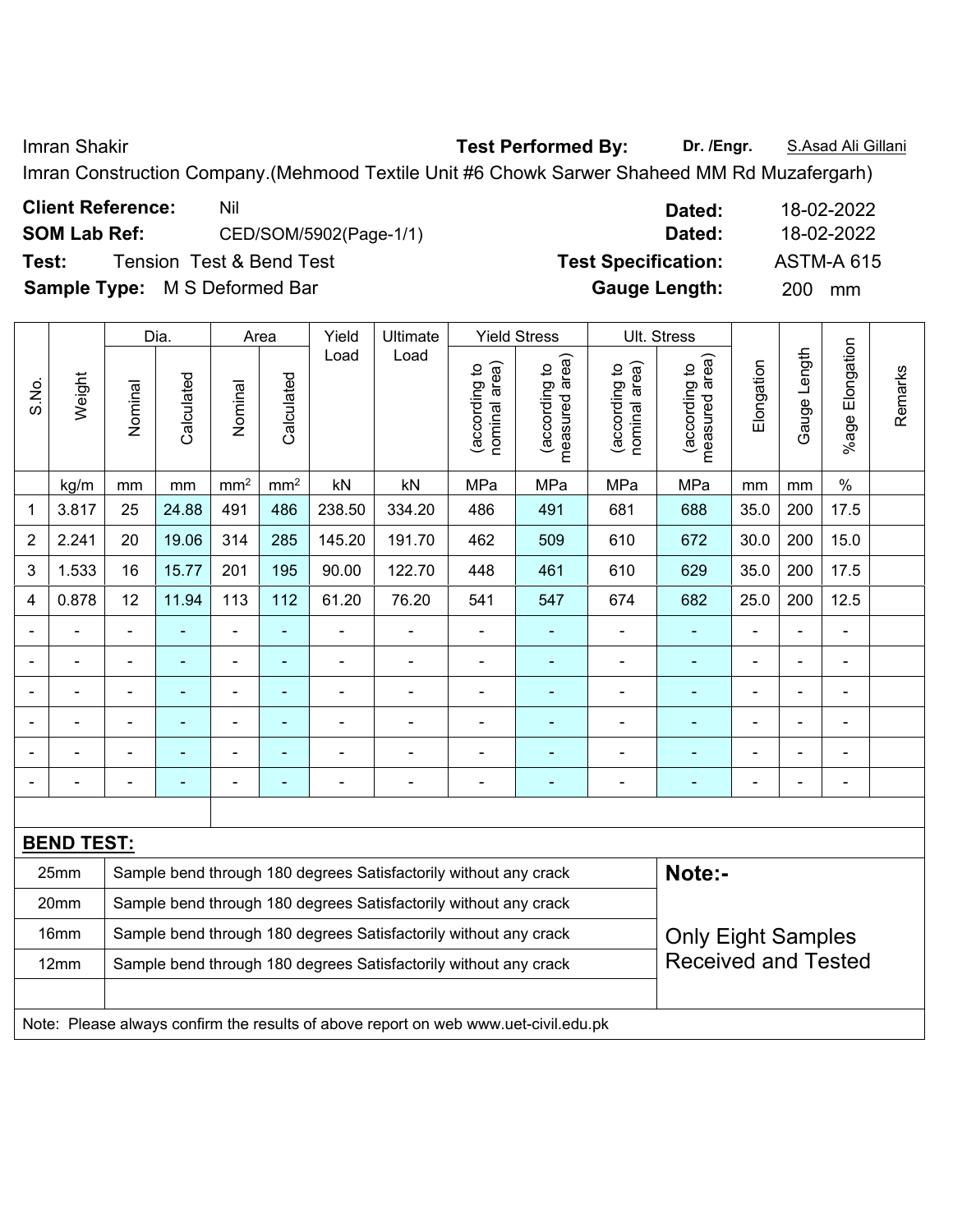Imran Shakir **Test Performed By:** **Dr. /Engr.** S.Asad Ali Gillani

Imran Construction Company.(Mehmood Textile Unit #6 Chowk Sarwer Shaheed MM Rd Muzafergarh)

| | | | |
|---|---|---|---|
| **Client Reference:** | Nil | **Dated:** | 18-02-2022 |
| **SOM Lab Ref:** | CED/SOM/5902(Page-1/1) | **Dated:** | 18-02-2022 |
| **Test:** | Tension Test & Bend Test | **Test Specification:** | ASTM-A 615 |
| **Sample Type:** | M S Deformed Bar | **Gauge Length:** | 200 mm |

| S.No. | Weight | Dia. | | Area | | Yield Load | Ultimate Load | Yield Stress | | Ult. Stress | | Elongation | Gauge Length | %age Elongation | Remarks |
|---|---|---|---|---|---|---|---|---|---|---|---|---|---|---|---|
| | | Nominal | Calculated | Nominal | Calculated | | | (according to nominal area) | (according to measured area) | (according to nominal area) | (according to measured area) | | | | |
| | kg/m | mm | mm | mm² | mm² | kN | kN | MPa | MPa | MPa | MPa | mm | mm | % | |
| 1 | 3.817 | 25 | 24.88 | 491 | 486 | 238.50 | 334.20 | 486 | 491 | 681 | 688 | 35.0 | 200 | 17.5 | |
| 2 | 2.241 | 20 | 19.06 | 314 | 285 | 145.20 | 191.70 | 462 | 509 | 610 | 672 | 30.0 | 200 | 15.0 | |
| 3 | 1.533 | 16 | 15.77 | 201 | 195 | 90.00 | 122.70 | 448 | 461 | 610 | 629 | 35.0 | 200 | 17.5 | |
| 4 | 0.878 | 12 | 11.94 | 113 | 112 | 61.20 | 76.20 | 541 | 547 | 674 | 682 | 25.0 | 200 | 12.5 | |
| - | - | - | - | - | - | - | - | - | - | - | - | - | - | - | |
| - | - | - | - | - | - | - | - | - | - | - | - | - | - | - | |
| - | - | - | - | - | - | - | - | - | - | - | - | - | - | - | |
| - | - | - | - | - | - | - | - | - | - | - | - | - | - | - | |
| - | - | - | - | - | - | - | - | - | - | - | - | - | - | - | |
| - | - | - | - | - | - | - | - | - | - | - | - | - | - | - | |

**BEND TEST:**

| | | |
|---|---|---|
| 25mm | Sample bend through 180 degrees Satisfactorily without any crack | **Note:-** |
| 20mm | Sample bend through 180 degrees Satisfactorily without any crack | |
| 16mm | Sample bend through 180 degrees Satisfactorily without any crack | Only Eight Samples Received and Tested |
| 12mm | Sample bend through 180 degrees Satisfactorily without any crack | |

Note: Please always confirm the results of above report on web www.uet-civil.edu.pk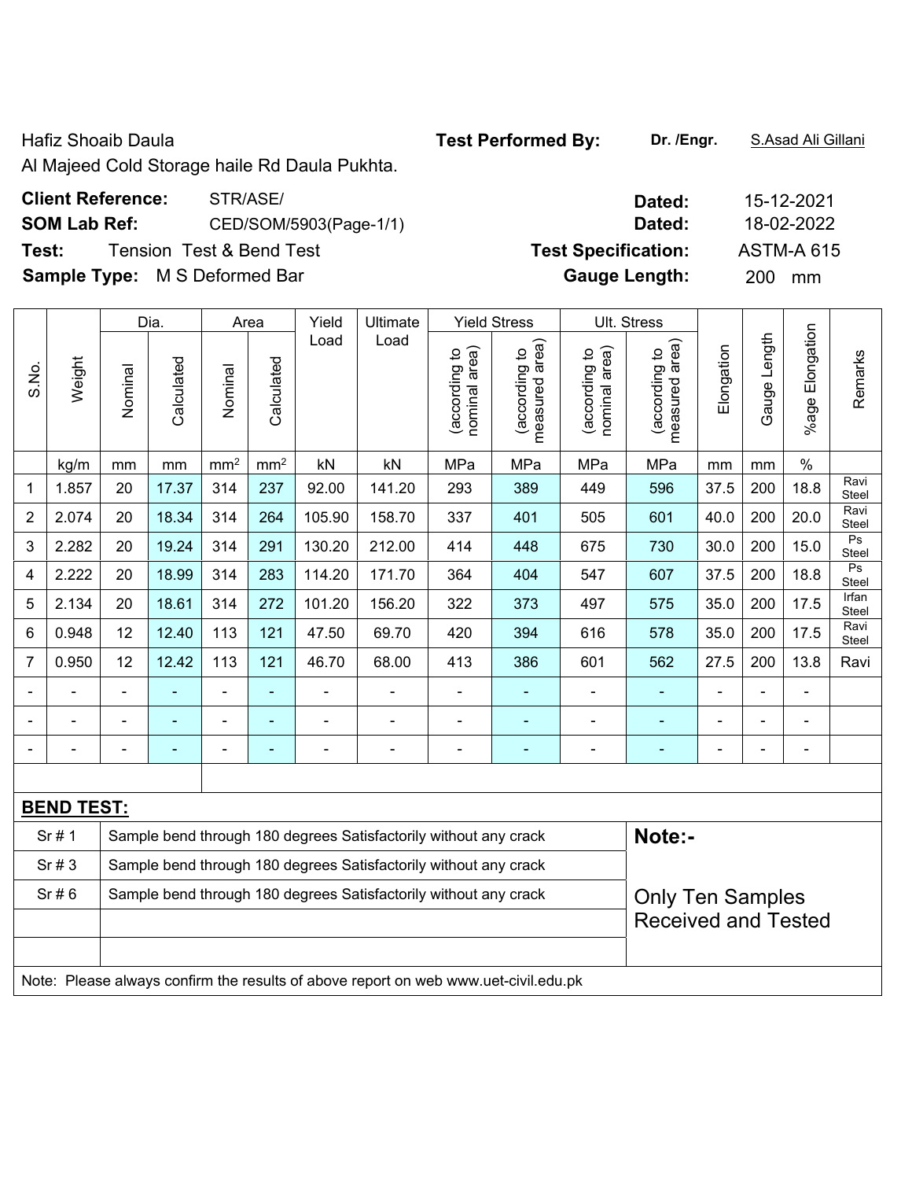Hafiz Shoaib Daula

Al Majeed Cold Storage haile Rd Daula Pukhta.

**Test Performed By:** **Dr. /Engr.** S.Asad Ali Gillani

**Client Reference:** STR/ASE/ **Dated:** 15-12-2021

**SOM Lab Ref:** CED/SOM/5903(Page-1/1) **Dated:** 18-02-2022

**Test:** Tension Test & Bend Test **Test Specification:** ASTM-A 615

**Sample Type:** M S Deformed Bar **Gauge Length:** 200 mm

| S.No. | Weight | Dia. | | Area | | Yield Load | Ultimate Load | Yield Stress | | Ult. Stress | | Elongation | Gauge Length | %age Elongation | Remarks |
|---|---|---|---|---|---|---|---|---|---|---|---|---|---|---|---|
| | | Nominal | Calculated | Nominal | Calculated | | | (according to nominal area) | (according to measured area) | (according to nominal area) | (according to measured area) | | | | |
| | kg/m | mm | mm | mm² | mm² | kN | kN | MPa | MPa | MPa | MPa | mm | mm | % | |
| 1 | 1.857 | 20 | 17.37 | 314 | 237 | 92.00 | 141.20 | 293 | 389 | 449 | 596 | 37.5 | 200 | 18.8 | Ravi Steel |
| 2 | 2.074 | 20 | 18.34 | 314 | 264 | 105.90 | 158.70 | 337 | 401 | 505 | 601 | 40.0 | 200 | 20.0 | Ravi Steel |
| 3 | 2.282 | 20 | 19.24 | 314 | 291 | 130.20 | 212.00 | 414 | 448 | 675 | 730 | 30.0 | 200 | 15.0 | Ps Steel |
| 4 | 2.222 | 20 | 18.99 | 314 | 283 | 114.20 | 171.70 | 364 | 404 | 547 | 607 | 37.5 | 200 | 18.8 | Ps Steel |
| 5 | 2.134 | 20 | 18.61 | 314 | 272 | 101.20 | 156.20 | 322 | 373 | 497 | 575 | 35.0 | 200 | 17.5 | Irfan Steel |
| 6 | 0.948 | 12 | 12.40 | 113 | 121 | 47.50 | 69.70 | 420 | 394 | 616 | 578 | 35.0 | 200 | 17.5 | Ravi Steel |
| 7 | 0.950 | 12 | 12.42 | 113 | 121 | 46.70 | 68.00 | 413 | 386 | 601 | 562 | 27.5 | 200 | 13.8 | Ravi |
| - | - | - | - | - | - | - | - | - | - | - | - | - | - | - | |
| - | - | - | - | - | - | - | - | - | - | - | - | - | - | - | |
| - | - | - | - | - | - | - | - | - | - | - | - | - | - | - | |

**BEND TEST:**

| | |
|---|---|
| Sr # 1 | Sample bend through 180 degrees Satisfactorily without any crack |
| Sr # 3 | Sample bend through 180 degrees Satisfactorily without any crack |
| Sr # 6 | Sample bend through 180 degrees Satisfactorily without any crack |

**Note:-**

Only Ten Samples Received and Tested

Note: Please always confirm the results of above report on web www.uet-civil.edu.pk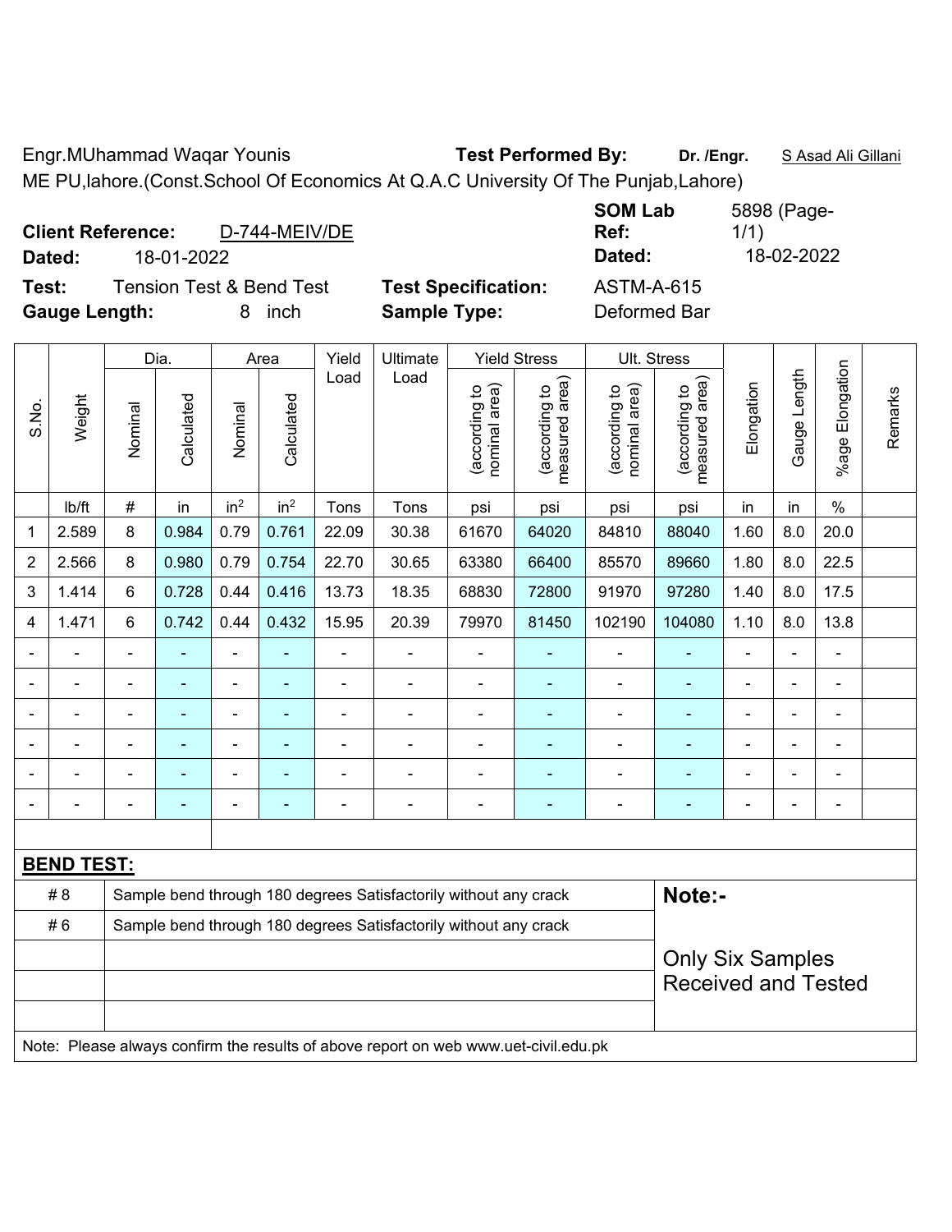Engr.MUhammad Waqar Younis **Test Performed By:** **Dr. /Engr.** S Asad Ali Gillani

ME PU,lahore.(Const.School Of Economics At Q.A.C University Of The Punjab,Lahore)

**Client Reference:** D-744-MEIV/DE **SOM Lab Ref:** 5898 (Page-1/1)

**Dated:** 18-01-2022 **Dated:** 18-02-2022

**Test:** Tension Test & Bend Test **Test Specification:** ASTM-A-615

**Gauge Length:** 8 inch **Sample Type:** Deformed Bar

| S.No. | Weight | Dia. | | Area | | Yield Load | Ultimate Load | Yield Stress | | Ult. Stress | | Elongation | Gauge Length | %age Elongation | Remarks |
|---|---|---|---|---|---|---|---|---|---|---|---|---|---|---|---|
| | | Nominal | Calculated | Nominal | Calculated | | | (according to nominal area) | (according to measured area) | (according to nominal area) | (according to measured area) | | | | |
| | lb/ft | # | in | in$^2$ | in$^2$ | Tons | Tons | psi | psi | psi | psi | in | in | % | |
| 1 | 2.589 | 8 | 0.984 | 0.79 | 0.761 | 22.09 | 30.38 | 61670 | 64020 | 84810 | 88040 | 1.60 | 8.0 | 20.0 | |
| 2 | 2.566 | 8 | 0.980 | 0.79 | 0.754 | 22.70 | 30.65 | 63380 | 66400 | 85570 | 89660 | 1.80 | 8.0 | 22.5 | |
| 3 | 1.414 | 6 | 0.728 | 0.44 | 0.416 | 13.73 | 18.35 | 68830 | 72800 | 91970 | 97280 | 1.40 | 8.0 | 17.5 | |
| 4 | 1.471 | 6 | 0.742 | 0.44 | 0.432 | 15.95 | 20.39 | 79970 | 81450 | 102190 | 104080 | 1.10 | 8.0 | 13.8 | |
| - | - | - | - | - | - | - | - | - | - | - | - | - | - | - | |
| - | - | - | - | - | - | - | - | - | - | - | - | - | - | - | |
| - | - | - | - | - | - | - | - | - | - | - | - | - | - | - | |
| - | - | - | - | - | - | - | - | - | - | - | - | - | - | - | |
| - | - | - | - | - | - | - | - | - | - | - | - | - | - | - | |
| - | - | - | - | - | - | - | - | - | - | - | - | - | - | - | |

**BEND TEST:**

| | | |
|---|---|---|
| # 8 | Sample bend through 180 degrees Satisfactorily without any crack | **Note:-** |
| # 6 | Sample bend through 180 degrees Satisfactorily without any crack | Only Six Samples Received and Tested |

Note: Please always confirm the results of above report on web www.uet-civil.edu.pk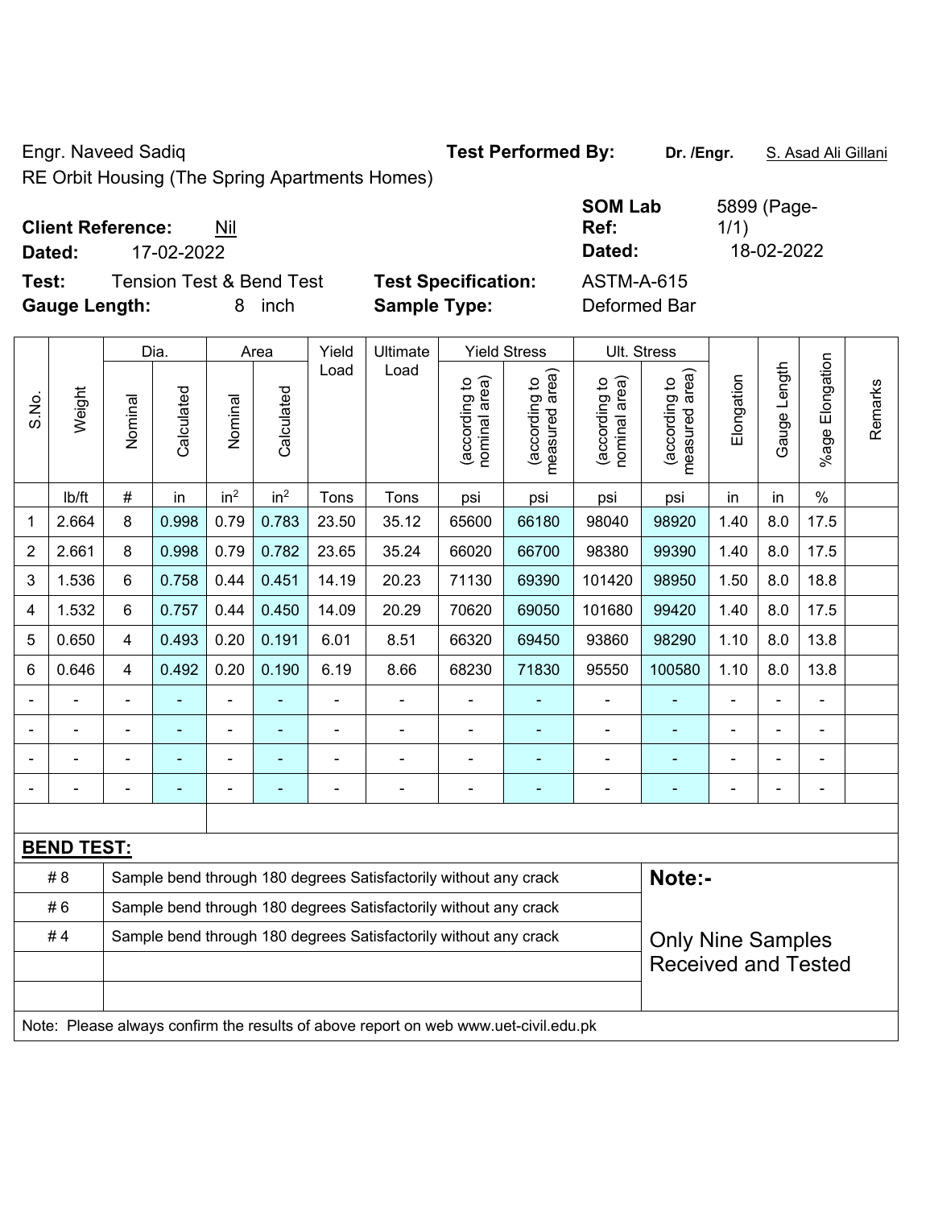Engr. Naveed Sadiq

RE Orbit Housing (The Spring Apartments Homes)

**Test Performed By:** **Dr. /Engr.** S. Asad Ali Gillani

**Client Reference:** Nil

**Dated:** 17-02-2022

**SOM Lab Ref:** 5899 (Page-1/1)

**Dated:** 18-02-2022

**Test:** Tension Test & Bend Test

**Test Specification:** ASTM-A-615

**Gauge Length:** 8 inch

**Sample Type:** Deformed Bar

| S.No. | Weight | Dia. | | Area | | Yield Load | Ultimate Load | Yield Stress | | Ult. Stress | | Elongation | Gauge Length | %age Elongation | Remarks |
|---|---|---|---|---|---|---|---|---|---|---|---|---|---|---|---|
| | | Nominal | Calculated | Nominal | Calculated | | | (according to nominal area) | (according to measured area) | (according to nominal area) | (according to measured area) | | | | |
| | lb/ft | # | in | in$^2$ | in$^2$ | Tons | Tons | psi | psi | psi | psi | in | in | % | |
| 1 | 2.664 | 8 | 0.998 | 0.79 | 0.783 | 23.50 | 35.12 | 65600 | 66180 | 98040 | 98920 | 1.40 | 8.0 | 17.5 | |
| 2 | 2.661 | 8 | 0.998 | 0.79 | 0.782 | 23.65 | 35.24 | 66020 | 66700 | 98380 | 99390 | 1.40 | 8.0 | 17.5 | |
| 3 | 1.536 | 6 | 0.758 | 0.44 | 0.451 | 14.19 | 20.23 | 71130 | 69390 | 101420 | 98950 | 1.50 | 8.0 | 18.8 | |
| 4 | 1.532 | 6 | 0.757 | 0.44 | 0.450 | 14.09 | 20.29 | 70620 | 69050 | 101680 | 99420 | 1.40 | 8.0 | 17.5 | |
| 5 | 0.650 | 4 | 0.493 | 0.20 | 0.191 | 6.01 | 8.51 | 66320 | 69450 | 93860 | 98290 | 1.10 | 8.0 | 13.8 | |
| 6 | 0.646 | 4 | 0.492 | 0.20 | 0.190 | 6.19 | 8.66 | 68230 | 71830 | 95550 | 100580 | 1.10 | 8.0 | 13.8 | |
| - | - | - | - | - | - | - | - | - | - | - | - | - | - | - | |
| - | - | - | - | - | - | - | - | - | - | - | - | - | - | - | |
| - | - | - | - | - | - | - | - | - | - | - | - | - | - | - | |
| - | - | - | - | - | - | - | - | - | - | - | - | - | - | - | |

**BEND TEST:**

| | | |
|---|---|---|
| # 8 | Sample bend through 180 degrees Satisfactorily without any crack | **Note:-** |
| # 6 | Sample bend through 180 degrees Satisfactorily without any crack | |
| # 4 | Sample bend through 180 degrees Satisfactorily without any crack | Only Nine Samples Received and Tested |
| | | |
| | | |

Note: Please always confirm the results of above report on web www.uet-civil.edu.pk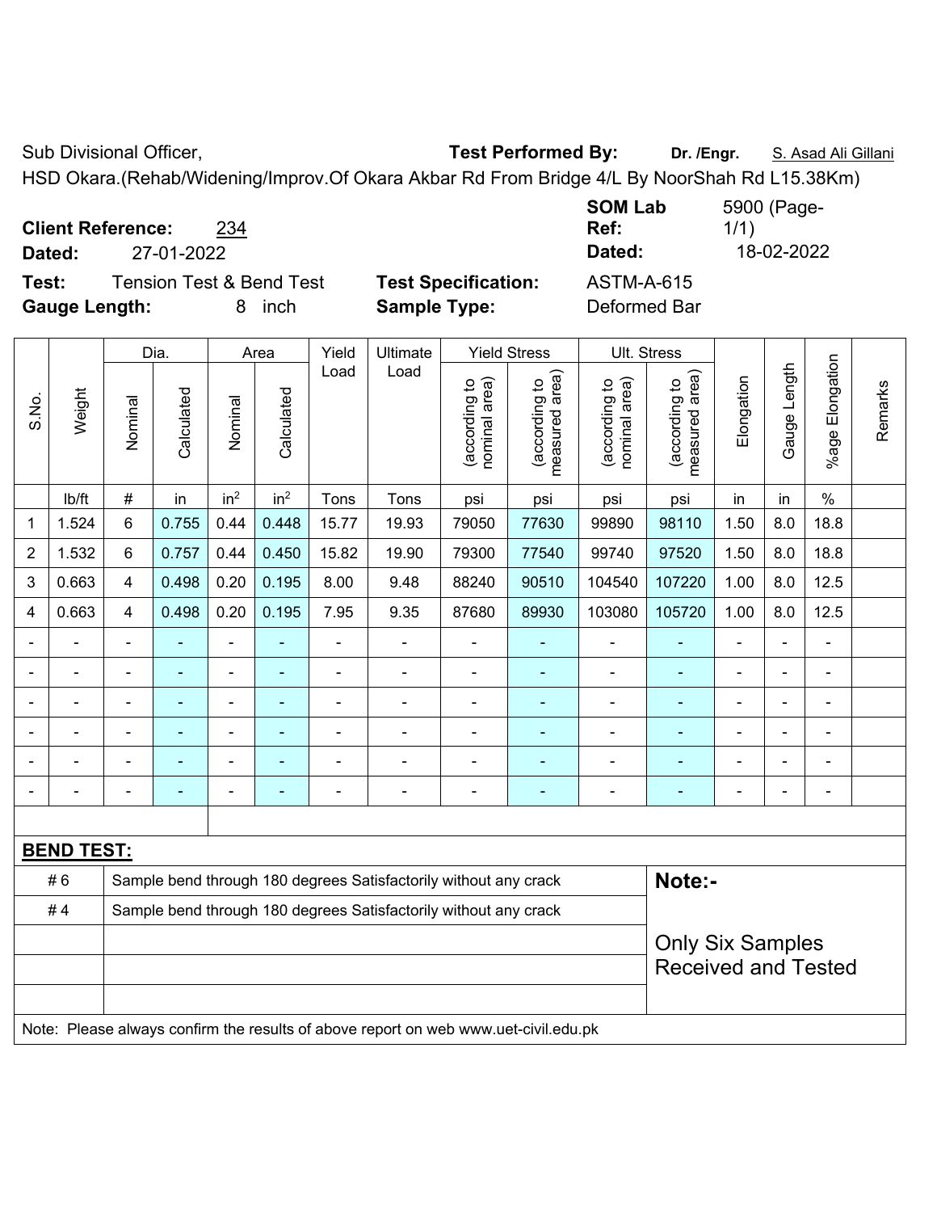Sub Divisional Officer, **Test Performed By:** **Dr. /Engr.** S. Asad Ali Gillani

HSD Okara.(Rehab/Widening/Improv.Of Okara Akbar Rd From Bridge 4/L By NoorShah Rd L15.38Km)

**Client Reference:** 234 **SOM Lab Ref:** 5900 (Page-1/1)

**Dated:** 27-01-2022 **Dated:** 18-02-2022

**Test:** Tension Test & Bend Test **Test Specification:** ASTM-A-615

**Gauge Length:** 8 inch **Sample Type:** Deformed Bar

| S.No. | Weight | Dia. | | Area | | Yield Load | Ultimate Load | Yield Stress | | Ult. Stress | | Elongation | Gauge Length | %age Elongation | Remarks |
|---|---|---|---|---|---|---|---|---|---|---|---|---|---|---|---|
| | | Nominal | Calculated | Nominal | Calculated | | | (according to nominal area) | (according to measured area) | (according to nominal area) | (according to measured area) | | | | |
| | lb/ft | # | in | in$^2$ | in$^2$ | Tons | Tons | psi | psi | psi | psi | in | in | % | |
| 1 | 1.524 | 6 | 0.755 | 0.44 | 0.448 | 15.77 | 19.93 | 79050 | 77630 | 99890 | 98110 | 1.50 | 8.0 | 18.8 | |
| 2 | 1.532 | 6 | 0.757 | 0.44 | 0.450 | 15.82 | 19.90 | 79300 | 77540 | 99740 | 97520 | 1.50 | 8.0 | 18.8 | |
| 3 | 0.663 | 4 | 0.498 | 0.20 | 0.195 | 8.00 | 9.48 | 88240 | 90510 | 104540 | 107220 | 1.00 | 8.0 | 12.5 | |
| 4 | 0.663 | 4 | 0.498 | 0.20 | 0.195 | 7.95 | 9.35 | 87680 | 89930 | 103080 | 105720 | 1.00 | 8.0 | 12.5 | |
| - | - | - | - | - | - | - | - | - | - | - | - | - | - | - | |
| - | - | - | - | - | - | - | - | - | - | - | - | - | - | - | |
| - | - | - | - | - | - | - | - | - | - | - | - | - | - | - | |
| - | - | - | - | - | - | - | - | - | - | - | - | - | - | - | |
| - | - | - | - | - | - | - | - | - | - | - | - | - | - | - | |
| - | - | - | - | - | - | - | - | - | - | - | - | - | - | - | |

**BEND TEST:**

| | | |
|---|---|---|
| # 6 | Sample bend through 180 degrees Satisfactorily without any crack | **Note:-** |
| # 4 | Sample bend through 180 degrees Satisfactorily without any crack | Only Six Samples Received and Tested |

Note: Please always confirm the results of above report on web www.uet-civil.edu.pk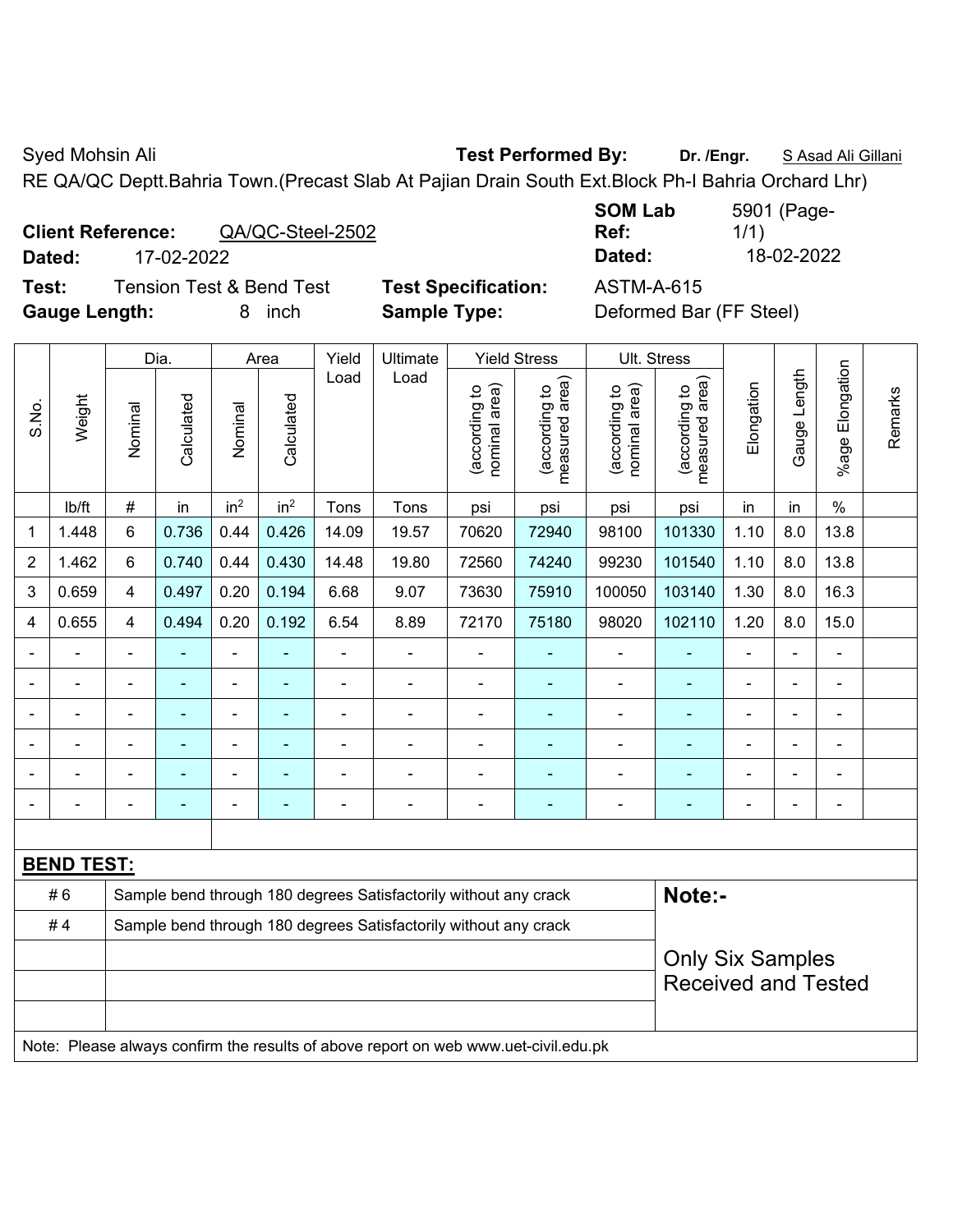Syed Mohsin Ali **Test Performed By:** **Dr. /Engr.** S Asad Ali Gillani

RE QA/QC Deptt.Bahria Town.(Precast Slab At Pajian Drain South Ext.Block Ph-I Bahria Orchard Lhr)

**Client Reference:** QA/QC-Steel-2502

**Dated:** 17-02-2022

**SOM Lab Ref:** 5901 (Page-1/1)

**Dated:** 18-02-2022

**Test:** Tension Test & Bend Test **Test Specification:** ASTM-A-615

**Gauge Length:** 8 inch **Sample Type:** Deformed Bar (FF Steel)

| S.No. | Weight | Dia. | | Area | | Yield Load | Ultimate Load | Yield Stress | | Ult. Stress | | Elongation | Gauge Length | %age Elongation | Remarks |
|---|---|---|---|---|---|---|---|---|---|---|---|---|---|---|---|
| | | Nominal | Calculated | Nominal | Calculated | | | (according to nominal area) | (according to measured area) | (according to nominal area) | (according to measured area) | | | | |
| | lb/ft | # | in | $in^2$ | $in^2$ | Tons | Tons | psi | psi | psi | psi | in | in | % | |
| 1 | 1.448 | 6 | 0.736 | 0.44 | 0.426 | 14.09 | 19.57 | 70620 | 72940 | 98100 | 101330 | 1.10 | 8.0 | 13.8 | |
| 2 | 1.462 | 6 | 0.740 | 0.44 | 0.430 | 14.48 | 19.80 | 72560 | 74240 | 99230 | 101540 | 1.10 | 8.0 | 13.8 | |
| 3 | 0.659 | 4 | 0.497 | 0.20 | 0.194 | 6.68 | 9.07 | 73630 | 75910 | 100050 | 103140 | 1.30 | 8.0 | 16.3 | |
| 4 | 0.655 | 4 | 0.494 | 0.20 | 0.192 | 6.54 | 8.89 | 72170 | 75180 | 98020 | 102110 | 1.20 | 8.0 | 15.0 | |
| - | - | - | - | - | - | - | - | - | - | - | - | - | - | - | |
| - | - | - | - | - | - | - | - | - | - | - | - | - | - | - | |
| - | - | - | - | - | - | - | - | - | - | - | - | - | - | - | |
| - | - | - | - | - | - | - | - | - | - | - | - | - | - | - | |
| - | - | - | - | - | - | - | - | - | - | - | - | - | - | - | |
| - | - | - | - | - | - | - | - | - | - | - | - | - | - | - | |

**BEND TEST:**

| | | |
|---|---|---|
| # 6 | Sample bend through 180 degrees Satisfactorily without any crack | **Note:-** |
| # 4 | Sample bend through 180 degrees Satisfactorily without any crack | Only Six Samples Received and Tested |

Note: Please always confirm the results of above report on web www.uet-civil.edu.pk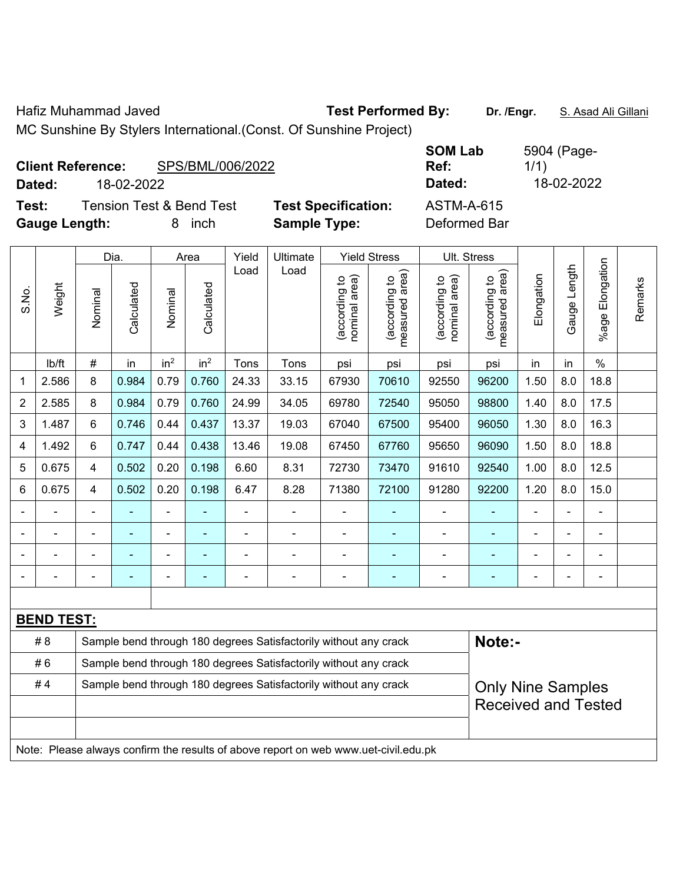Hafiz Muhammad Javed **Test Performed By:** **Dr. /Engr.** S. Asad Ali Gillani

MC Sunshine By Stylers International.(Const. Of Sunshine Project)

**Client Reference:** SPS/BML/006/2022 **SOM Lab Ref:** 5904 (Page-1/1)

**Dated:** 18-02-2022 **Dated:** 18-02-2022

**Test:** Tension Test & Bend Test **Test Specification:** ASTM-A-615

**Gauge Length:** 8 inch **Sample Type:** Deformed Bar

| S.No. | Weight | Dia. | | Area | | Yield Load | Ultimate Load | Yield Stress | | Ult. Stress | | Elongation | Gauge Length | %age Elongation | Remarks |
|---|---|---|---|---|---|---|---|---|---|---|---|---|---|---|---|
| | | Nominal | Calculated | Nominal | Calculated | | | (according to nominal area) | (according to measured area) | (according to nominal area) | (according to measured area) | | | | |
| | lb/ft | # | in | $in^2$ | $in^2$ | Tons | Tons | psi | psi | psi | psi | in | in | % | |
| 1 | 2.586 | 8 | 0.984 | 0.79 | 0.760 | 24.33 | 33.15 | 67930 | 70610 | 92550 | 96200 | 1.50 | 8.0 | 18.8 | |
| 2 | 2.585 | 8 | 0.984 | 0.79 | 0.760 | 24.99 | 34.05 | 69780 | 72540 | 95050 | 98800 | 1.40 | 8.0 | 17.5 | |
| 3 | 1.487 | 6 | 0.746 | 0.44 | 0.437 | 13.37 | 19.03 | 67040 | 67500 | 95400 | 96050 | 1.30 | 8.0 | 16.3 | |
| 4 | 1.492 | 6 | 0.747 | 0.44 | 0.438 | 13.46 | 19.08 | 67450 | 67760 | 95650 | 96090 | 1.50 | 8.0 | 18.8 | |
| 5 | 0.675 | 4 | 0.502 | 0.20 | 0.198 | 6.60 | 8.31 | 72730 | 73470 | 91610 | 92540 | 1.00 | 8.0 | 12.5 | |
| 6 | 0.675 | 4 | 0.502 | 0.20 | 0.198 | 6.47 | 8.28 | 71380 | 72100 | 91280 | 92200 | 1.20 | 8.0 | 15.0 | |
| - | - | - | - | - | - | - | - | - | - | - | - | - | - | - | |
| - | - | - | - | - | - | - | - | - | - | - | - | - | - | - | |
| - | - | - | - | - | - | - | - | - | - | - | - | - | - | - | |
| - | - | - | - | - | - | - | - | - | - | - | - | - | - | - | |

**BEND TEST:**

| | | |
|---|---|---|
| # 8 | Sample bend through 180 degrees Satisfactorily without any crack | **Note:-** |
| # 6 | Sample bend through 180 degrees Satisfactorily without any crack | |
| # 4 | Sample bend through 180 degrees Satisfactorily without any crack | Only Nine Samples Received and Tested |
| | | |
| | | |

Note: Please always confirm the results of above report on web www.uet-civil.edu.pk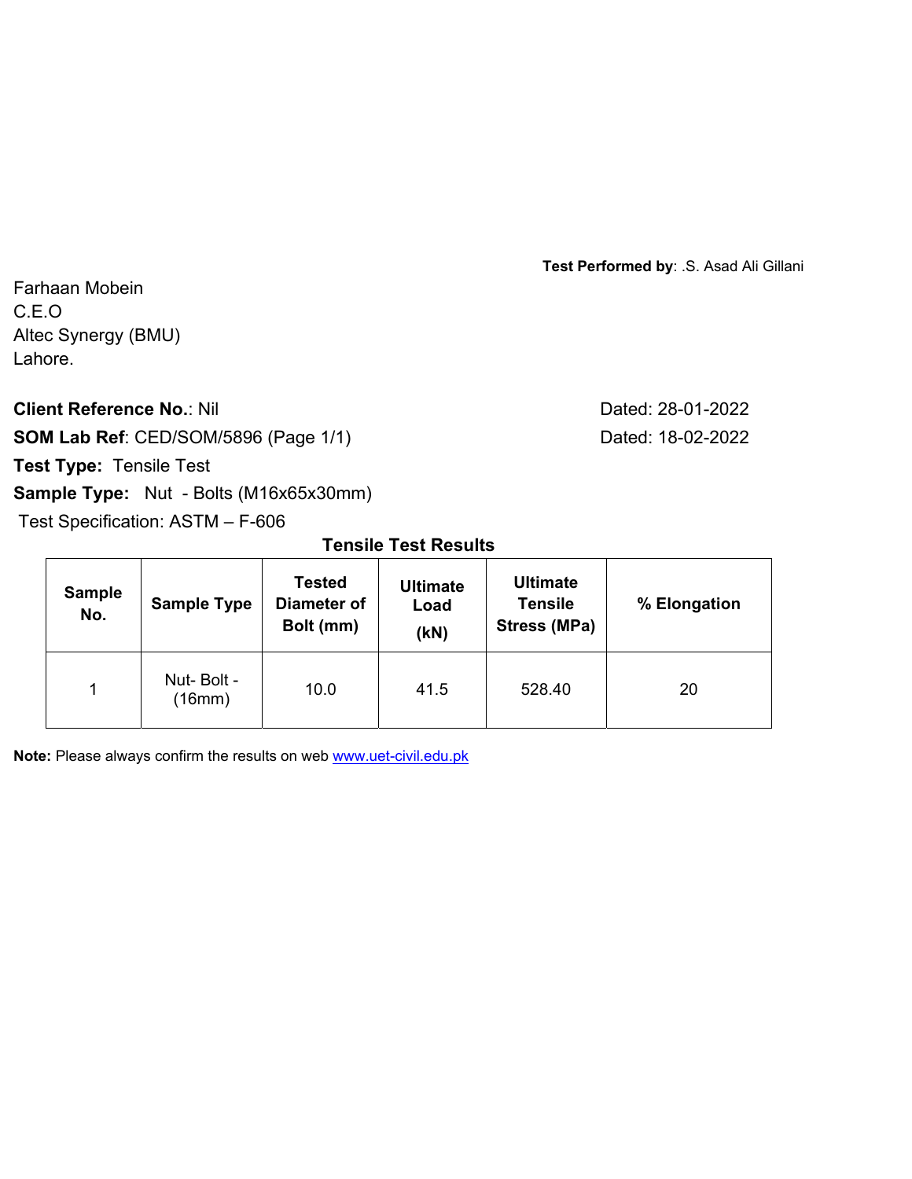**Test Performed by**: .S. Asad Ali Gillani

Farhaan Mobein
C.E.O
Altec Synergy (BMU)
Lahore.

**Client Reference No.**: Nil Dated: 28-01-2022

**SOM Lab Ref**: CED/SOM/5896 (Page 1/1) Dated: 18-02-2022

**Test Type:** Tensile Test

**Sample Type:** Nut - Bolts (M16x65x30mm)

Test Specification: ASTM – F-606

**Tensile Test Results**

| Sample No. | Sample Type | Tested Diameter of Bolt (mm) | Ultimate Load (kN) | Ultimate Tensile Stress (MPa) | % Elongation |
|---|---|---|---|---|---|
| 1 | Nut- Bolt - (16mm) | 10.0 | 41.5 | 528.40 | 20 |

**Note:** Please always confirm the results on web www.uet-civil.edu.pk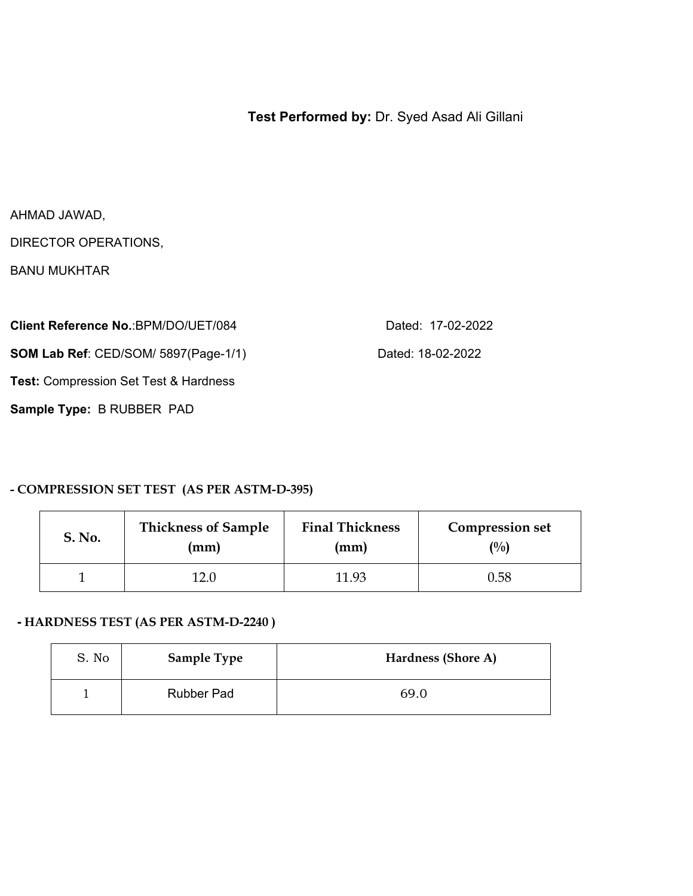**Test Performed by:** Dr. Syed Asad Ali Gillani

AHMAD JAWAD,

DIRECTOR OPERATIONS,

BANU MUKHTAR

**Client Reference No.**:BPM/DO/UET/084 Dated: 17-02-2022

**SOM Lab Ref**: CED/SOM/ 5897(Page-1/1) Dated: 18-02-2022

**Test:** Compression Set Test & Hardness

**Sample Type:** B RUBBER PAD

**- COMPRESSION SET TEST (AS PER ASTM-D-395)**

| S. No. | Thickness of Sample (mm) | Final Thickness (mm) | Compression set (%) |
|---|---|---|---|
| 1 | 12.0 | 11.93 | 0.58 |

**- HARDNESS TEST (AS PER ASTM-D-2240 )**

| S. No | Sample Type | Hardness (Shore A) |
|---|---|---|
| 1 | Rubber Pad | 69.0 |